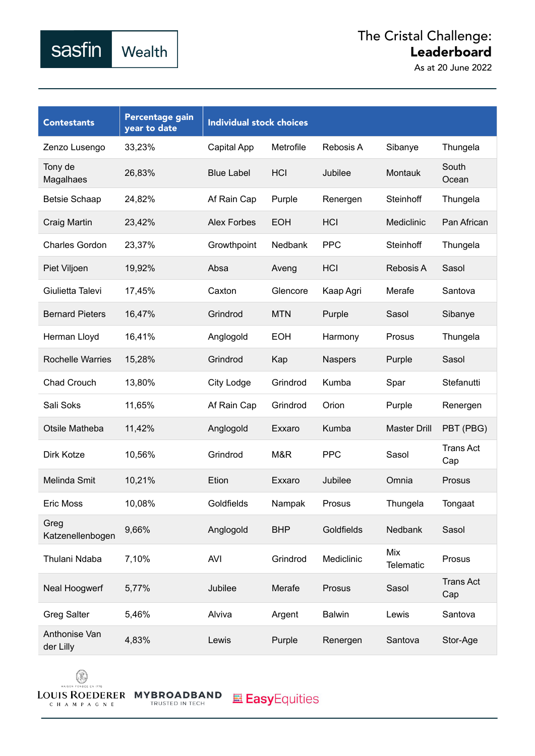sasfin Wealth

# The Cristal Challenge: **Leaderboard**

As at 20 June 2022

| Contestants | Percentage gain year to date | Individual stock choices | | | | |
|---|---|---|---|---|---|---|
| Zenzo Lusengo | 33,23% | Capital App | Metrofile | Rebosis A | Sibanye | Thungela |
| Tony de Magalhaes | 26,83% | Blue Label | HCI | Jubilee | Montauk | South Ocean |
| Betsie Schaap | 24,82% | Af Rain Cap | Purple | Renergen | Steinhoff | Thungela |
| Craig Martin | 23,42% | Alex Forbes | EOH | HCI | Mediclinic | Pan African |
| Charles Gordon | 23,37% | Growthpoint | Nedbank | PPC | Steinhoff | Thungela |
| Piet Viljoen | 19,92% | Absa | Aveng | HCI | Rebosis A | Sasol |
| Giulietta Talevi | 17,45% | Caxton | Glencore | Kaap Agri | Merafe | Santova |
| Bernard Pieters | 16,47% | Grindrod | MTN | Purple | Sasol | Sibanye |
| Herman Lloyd | 16,41% | Anglogold | EOH | Harmony | Prosus | Thungela |
| Rochelle Warries | 15,28% | Grindrod | Kap | Naspers | Purple | Sasol |
| Chad Crouch | 13,80% | City Lodge | Grindrod | Kumba | Spar | Stefanutti |
| Sali Soks | 11,65% | Af Rain Cap | Grindrod | Orion | Purple | Renergen |
| Otsile Matheba | 11,42% | Anglogold | Exxaro | Kumba | Master Drill | PBT (PBG) |
| Dirk Kotze | 10,56% | Grindrod | M&R | PPC | Sasol | Trans Act Cap |
| Melinda Smit | 10,21% | Etion | Exxaro | Jubilee | Omnia | Prosus |
| Eric Moss | 10,08% | Goldfields | Nampak | Prosus | Thungela | Tongaat |
| Greg Katzenellenbogen | 9,66% | Anglogold | BHP | Goldfields | Nedbank | Sasol |
| Thulani Ndaba | 7,10% | AVI | Grindrod | Mediclinic | Mix Telematic | Prosus |
| Neal Hoogwerf | 5,77% | Jubilee | Merafe | Prosus | Sasol | Trans Act Cap |
| Greg Salter | 5,46% | Alviva | Argent | Balwin | Lewis | Santova |
| Anthonise Van der Lilly | 4,83% | Lewis | Purple | Renergen | Santova | Stor-Age |

LOUIS ROEDERER CHAMPAGNE MYBROADBAND TRUSTED IN TECH EasyEquities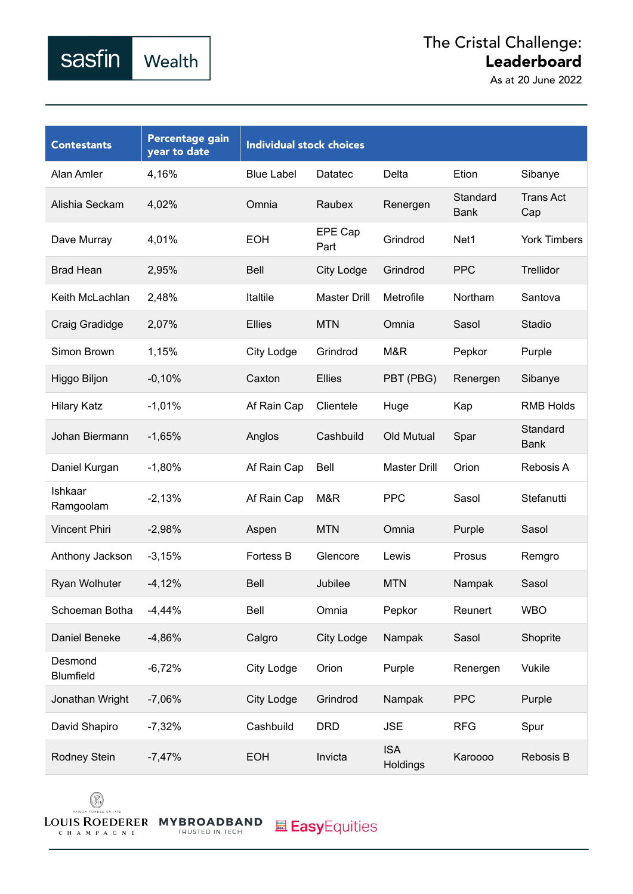sasfin Wealth

# The Cristal Challenge: Leaderboard

As at 20 June 2022

| Contestants | Percentage gain year to date | Individual stock choices | | | | |
|---|---|---|---|---|---|---|
| Alan Amler | 4,16% | Blue Label | Datatec | Delta | Etion | Sibanye |
| Alishia Seckam | 4,02% | Omnia | Raubex | Renergen | Standard Bank | Trans Act Cap |
| Dave Murray | 4,01% | EOH | EPE Cap Part | Grindrod | Net1 | York Timbers |
| Brad Hean | 2,95% | Bell | City Lodge | Grindrod | PPC | Trellidor |
| Keith McLachlan | 2,48% | Italtile | Master Drill | Metrofile | Northam | Santova |
| Craig Gradidge | 2,07% | Ellies | MTN | Omnia | Sasol | Stadio |
| Simon Brown | 1,15% | City Lodge | Grindrod | M&R | Pepkor | Purple |
| Higgo Biljon | -0,10% | Caxton | Ellies | PBT (PBG) | Renergen | Sibanye |
| Hilary Katz | -1,01% | Af Rain Cap | Clientele | Huge | Kap | RMB Holds |
| Johan Biermann | -1,65% | Anglos | Cashbuild | Old Mutual | Spar | Standard Bank |
| Daniel Kurgan | -1,80% | Af Rain Cap | Bell | Master Drill | Orion | Rebosis A |
| Ishkaar Ramgoolam | -2,13% | Af Rain Cap | M&R | PPC | Sasol | Stefanutti |
| Vincent Phiri | -2,98% | Aspen | MTN | Omnia | Purple | Sasol |
| Anthony Jackson | -3,15% | Fortess B | Glencore | Lewis | Prosus | Remgro |
| Ryan Wolhuter | -4,12% | Bell | Jubilee | MTN | Nampak | Sasol |
| Schoeman Botha | -4,44% | Bell | Omnia | Pepkor | Reunert | WBO |
| Daniel Beneke | -4,86% | Calgro | City Lodge | Nampak | Sasol | Shoprite |
| Desmond Blumfield | -6,72% | City Lodge | Orion | Purple | Renergen | Vukile |
| Jonathan Wright | -7,06% | City Lodge | Grindrod | Nampak | PPC | Purple |
| David Shapiro | -7,32% | Cashbuild | DRD | JSE | RFG | Spur |
| Rodney Stein | -7,47% | EOH | Invicta | ISA Holdings | Karoooo | Rebosis B |

LOUIS ROEDERER CHAMPAGNE MYBROADBAND TRUSTED IN TECH EasyEquities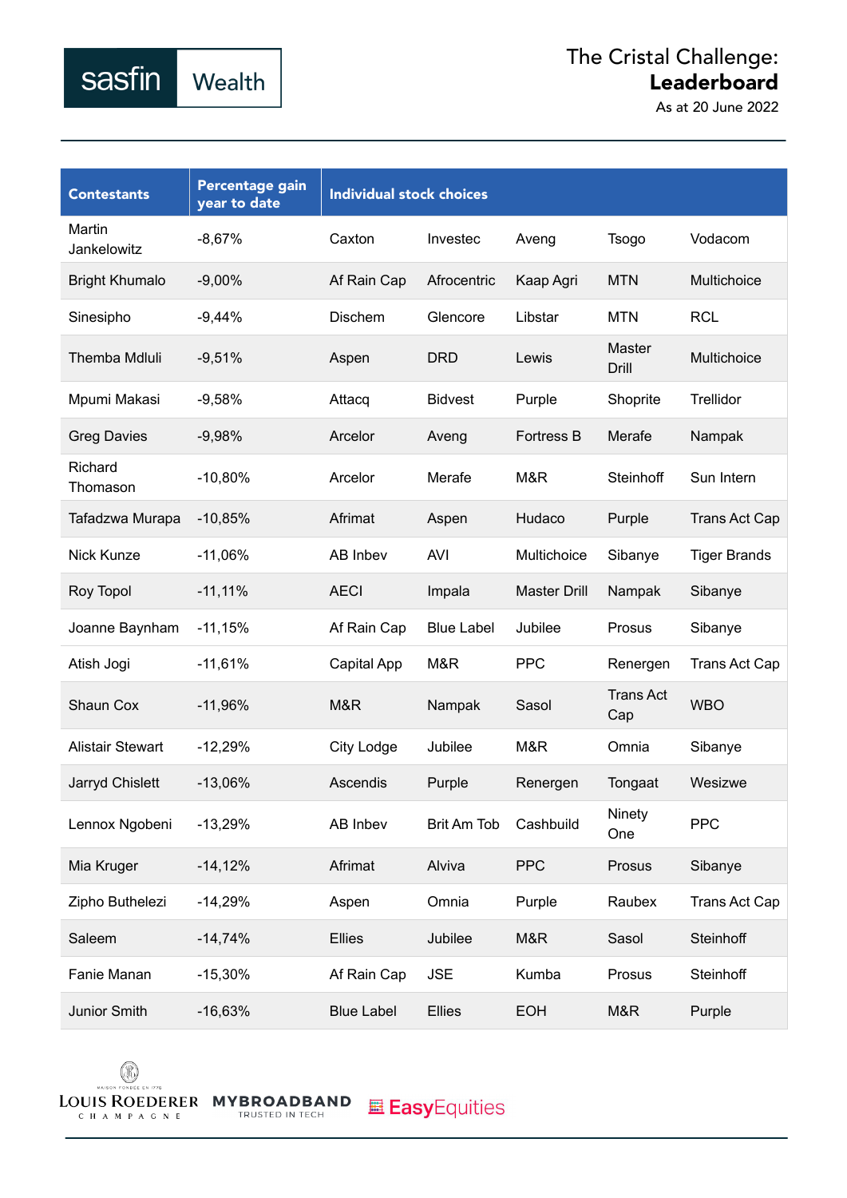sasfin Wealth

# The Cristal Challenge: **Leaderboard**

As at 20 June 2022

| Contestants | Percentage gain year to date | Individual stock choices | | | | |
|---|---|---|---|---|---|---|
| Martin Jankelowitz | -8,67% | Caxton | Investec | Aveng | Tsogo | Vodacom |
| Bright Khumalo | -9,00% | Af Rain Cap | Afrocentric | Kaap Agri | MTN | Multichoice |
| Sinesipho | -9,44% | Dischem | Glencore | Libstar | MTN | RCL |
| Themba Mdluli | -9,51% | Aspen | DRD | Lewis | Master Drill | Multichoice |
| Mpumi Makasi | -9,58% | Attacq | Bidvest | Purple | Shoprite | Trellidor |
| Greg Davies | -9,98% | Arcelor | Aveng | Fortress B | Merafe | Nampak |
| Richard Thomason | -10,80% | Arcelor | Merafe | M&R | Steinhoff | Sun Intern |
| Tafadzwa Murapa | -10,85% | Afrimat | Aspen | Hudaco | Purple | Trans Act Cap |
| Nick Kunze | -11,06% | AB Inbev | AVI | Multichoice | Sibanye | Tiger Brands |
| Roy Topol | -11,11% | AECI | Impala | Master Drill | Nampak | Sibanye |
| Joanne Baynham | -11,15% | Af Rain Cap | Blue Label | Jubilee | Prosus | Sibanye |
| Atish Jogi | -11,61% | Capital App | M&R | PPC | Renergen | Trans Act Cap |
| Shaun Cox | -11,96% | M&R | Nampak | Sasol | Trans Act Cap | WBO |
| Alistair Stewart | -12,29% | City Lodge | Jubilee | M&R | Omnia | Sibanye |
| Jarryd Chislett | -13,06% | Ascendis | Purple | Renergen | Tongaat | Wesizwe |
| Lennox Ngobeni | -13,29% | AB Inbev | Brit Am Tob | Cashbuild | Ninety One | PPC |
| Mia Kruger | -14,12% | Afrimat | Alviva | PPC | Prosus | Sibanye |
| Zipho Buthelezi | -14,29% | Aspen | Omnia | Purple | Raubex | Trans Act Cap |
| Saleem | -14,74% | Ellies | Jubilee | M&R | Sasol | Steinhoff |
| Fanie Manan | -15,30% | Af Rain Cap | JSE | Kumba | Prosus | Steinhoff |
| Junior Smith | -16,63% | Blue Label | Ellies | EOH | M&R | Purple |

LOUIS ROEDERER CHAMPAGNE · MYBROADBAND TRUSTED IN TECH · EasyEquities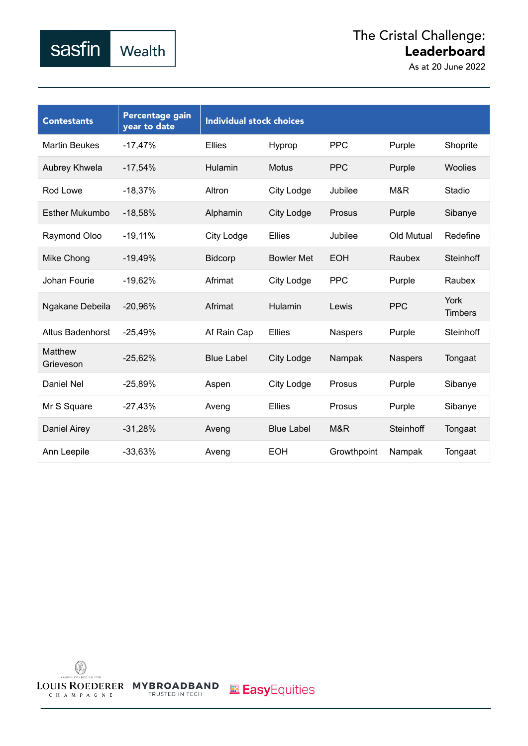sasfin Wealth

# The Cristal Challenge: **Leaderboard**

As at 20 June 2022

| Contestants | Percentage gain year to date | Individual stock choices | | | | |
|---|---|---|---|---|---|---|
| Martin Beukes | -17,47% | Ellies | Hyprop | PPC | Purple | Shoprite |
| Aubrey Khwela | -17,54% | Hulamin | Motus | PPC | Purple | Woolies |
| Rod Lowe | -18,37% | Altron | City Lodge | Jubilee | M&R | Stadio |
| Esther Mukumbo | -18,58% | Alphamin | City Lodge | Prosus | Purple | Sibanye |
| Raymond Oloo | -19,11% | City Lodge | Ellies | Jubilee | Old Mutual | Redefine |
| Mike Chong | -19,49% | Bidcorp | Bowler Met | EOH | Raubex | Steinhoff |
| Johan Fourie | -19,62% | Afrimat | City Lodge | PPC | Purple | Raubex |
| Ngakane Debeila | -20,96% | Afrimat | Hulamin | Lewis | PPC | York Timbers |
| Altus Badenhorst | -25,49% | Af Rain Cap | Ellies | Naspers | Purple | Steinhoff |
| Matthew Grieveson | -25,62% | Blue Label | City Lodge | Nampak | Naspers | Tongaat |
| Daniel Nel | -25,89% | Aspen | City Lodge | Prosus | Purple | Sibanye |
| Mr S Square | -27,43% | Aveng | Ellies | Prosus | Purple | Sibanye |
| Daniel Airey | -31,28% | Aveng | Blue Label | M&R | Steinhoff | Tongaat |
| Ann Leepile | -33,63% | Aveng | EOH | Growthpoint | Nampak | Tongaat |

Louis Roederer Champagne · MyBroadband Trusted in Tech · EasyEquities